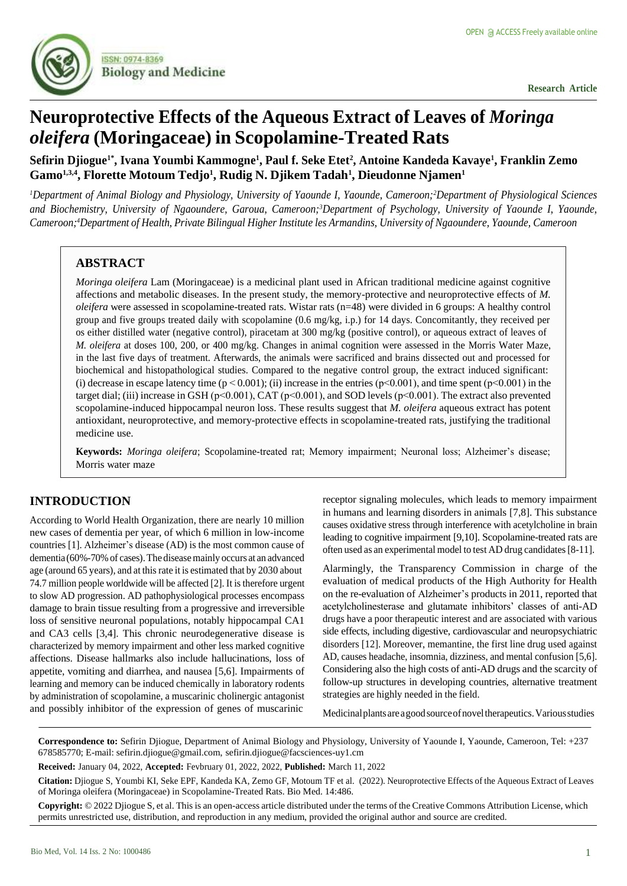Research Article

# Neuroprotective Effects of the Aqueous Extract of Leaves of *Moringa oleifera* (Moringaceae) in Scopolamine-Treated Rats

**Sefirin Djiogue[1*], Ivana Youmbi Kammogne[1], Paul f. Seke Etet[2], Antoine Kandeda Kavaye[1], Franklin Zemo Gamo[1,3,4], Florette Motoum Tedjo[1], Rudig N. Djikem Tadah[1], Dieudonne Njamen[1]**

*[1]Department of Animal Biology and Physiology, University of Yaounde I, Yaounde, Cameroon;[2]Department of Physiological Sciences and Biochemistry, University of Ngaoundere, Garoua, Cameroon;[3]Department of Psychology, University of Yaounde I, Yaounde, Cameroon;[4]Department of Health, Private Bilingual Higher Institute les Armandins, University of Ngaoundere, Yaounde, Cameroon*

## ABSTRACT

*Moringa oleifera* Lam (Moringaceae) is a medicinal plant used in African traditional medicine against cognitive affections and metabolic diseases. In the present study, the memory-protective and neuroprotective effects of *M. oleifera* were assessed in scopolamine-treated rats. Wistar rats (n=48) were divided in 6 groups: A healthy control group and five groups treated daily with scopolamine (0.6 mg/kg, i.p.) for 14 days. Concomitantly, they received per os either distilled water (negative control), piracetam at 300 mg/kg (positive control), or aqueous extract of leaves of *M. oleifera* at doses 100, 200, or 400 mg/kg. Changes in animal cognition were assessed in the Morris Water Maze, in the last five days of treatment. Afterwards, the animals were sacrificed and brains dissected out and processed for biochemical and histopathological studies. Compared to the negative control group, the extract induced significant: (i) decrease in escape latency time ($p < 0.001$); (ii) increase in the entries ($p<0.001$), and time spent ($p<0.001$) in the target dial; (iii) increase in GSH ($p<0.001$), CAT ($p<0.001$), and SOD levels ($p<0.001$). The extract also prevented scopolamine-induced hippocampal neuron loss. These results suggest that *M. oleifera* aqueous extract has potent antioxidant, neuroprotective, and memory-protective effects in scopolamine-treated rats, justifying the traditional medicine use.

**Keywords:** *Moringa oleifera*; Scopolamine-treated rat; Memory impairment; Neuronal loss; Alzheimer's disease; Morris water maze

## INTRODUCTION

According to World Health Organization, there are nearly 10 million new cases of dementia per year, of which 6 million in low-income countries [1]. Alzheimer's disease (AD) is the most common cause of dementia (60%-70% of cases). The disease mainly occurs at an advanced age (around 65 years), and at this rate it is estimated that by 2030 about 74.7 million people worldwide will be affected [2]. It is therefore urgent to slow AD progression. AD pathophysiological processes encompass damage to brain tissue resulting from a progressive and irreversible loss of sensitive neuronal populations, notably hippocampal CA1 and CA3 cells [3,4]. This chronic neurodegenerative disease is characterized by memory impairment and other less marked cognitive affections. Disease hallmarks also include hallucinations, loss of appetite, vomiting and diarrhea, and nausea [5,6]. Impairments of learning and memory can be induced chemically in laboratory rodents by administration of scopolamine, a muscarinic cholinergic antagonist and possibly inhibitor of the expression of genes of muscarinic receptor signaling molecules, which leads to memory impairment in humans and learning disorders in animals [7,8]. This substance causes oxidative stress through interference with acetylcholine in brain leading to cognitive impairment [9,10]. Scopolamine-treated rats are often used as an experimental model to test AD drug candidates [8-11].

Alarmingly, the Transparency Commission in charge of the evaluation of medical products of the High Authority for Health on the re-evaluation of Alzheimer's products in 2011, reported that acetylcholinesterase and glutamate inhibitors' classes of anti-AD drugs have a poor therapeutic interest and are associated with various side effects, including digestive, cardiovascular and neuropsychiatric disorders [12]. Moreover, memantine, the first line drug used against AD, causes headache, insomnia, dizziness, and mental confusion [5,6]. Considering also the high costs of anti-AD drugs and the scarcity of follow-up structures in developing countries, alternative treatment strategies are highly needed in the field.

Medicinal plants are a good source of novel therapeutics. Various studies

**Correspondence to:** Sefirin Djiogue, Department of Animal Biology and Physiology, University of Yaounde I, Yaounde, Cameroon, Tel: +237 678585770; E-mail: sefirin.djiogue@gmail.com, sefirin.djiogue@facsciences-uy1.cm

**Received:** January 04, 2022, **Accepted:** Fevbruary 01, 2022, 2022, **Published:** March 11, 2022

**Citation:** Djiogue S, Youmbi KI, Seke EPF, Kandeda KA, Zemo GF, Motoum TF et al. (2022). Neuroprotective Effects of the Aqueous Extract of Leaves of Moringa oleifera (Moringaceae) in Scopolamine-Treated Rats. Bio Med. 14:486.

**Copyright:** © 2022 Djiogue S, et al. This is an open-access article distributed under the terms of the Creative Commons Attribution License, which permits unrestricted use, distribution, and reproduction in any medium, provided the original author and source are credited.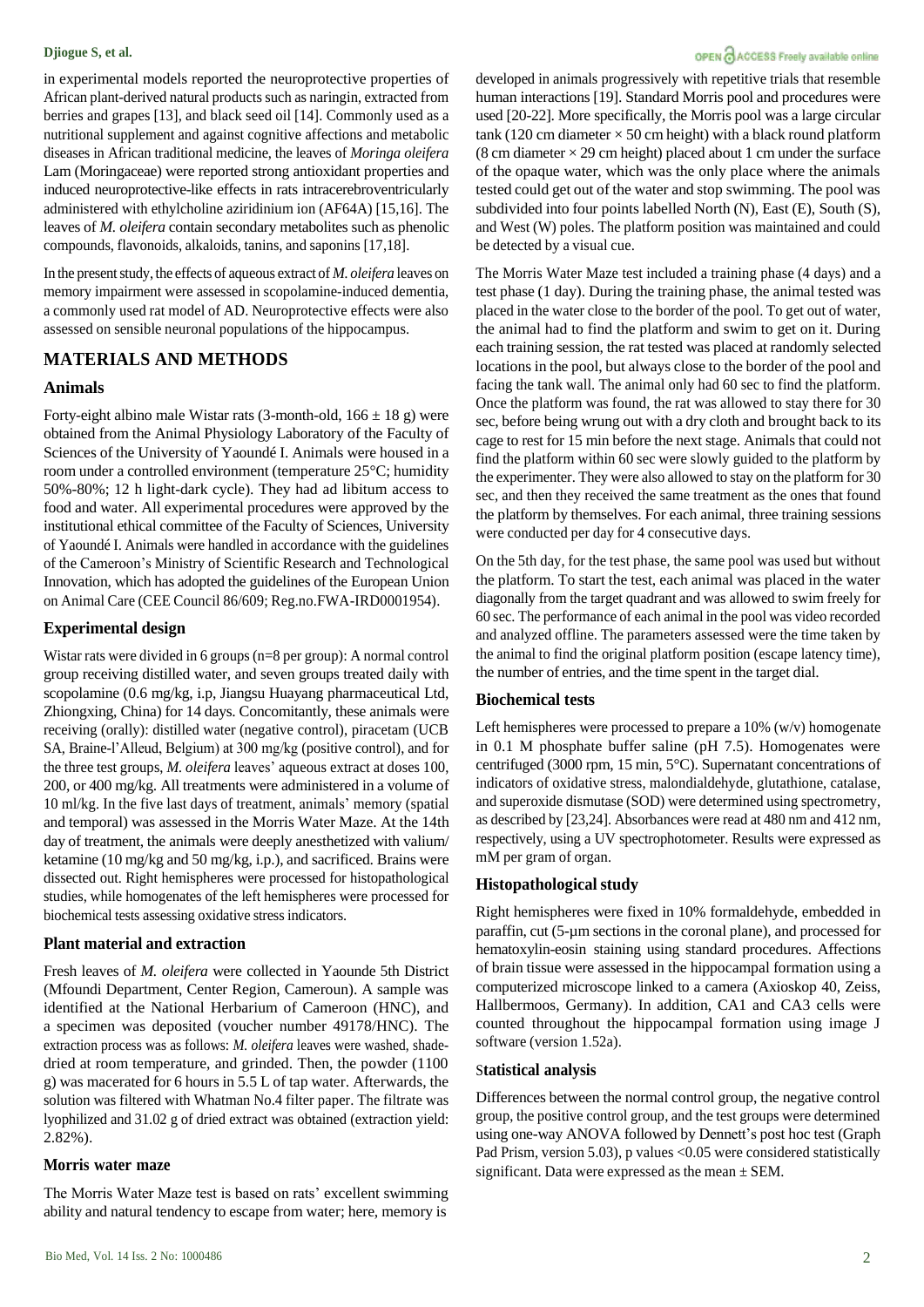in experimental models reported the neuroprotective properties of African plant-derived natural products such as naringin, extracted from berries and grapes [13], and black seed oil [14]. Commonly used as a nutritional supplement and against cognitive affections and metabolic diseases in African traditional medicine, the leaves of *Moringa oleifera* Lam (Moringaceae) were reported strong antioxidant properties and induced neuroprotective-like effects in rats intracerebroventricularly administered with ethylcholine aziridinium ion (AF64A) [15,16]. The leaves of *M. oleifera* contain secondary metabolites such as phenolic compounds, flavonoids, alkaloids, tanins, and saponins [17,18].

In the present study, the effects of aqueous extract of *M. oleifera* leaves on memory impairment were assessed in scopolamine-induced dementia, a commonly used rat model of AD. Neuroprotective effects were also assessed on sensible neuronal populations of the hippocampus.

## MATERIALS AND METHODS

### Animals

Forty-eight albino male Wistar rats (3-month-old, $166 \pm 18$ g) were obtained from the Animal Physiology Laboratory of the Faculty of Sciences of the University of Yaoundé I. Animals were housed in a room under a controlled environment (temperature 25°C; humidity 50%-80%; 12 h light-dark cycle). They had ad libitum access to food and water. All experimental procedures were approved by the institutional ethical committee of the Faculty of Sciences, University of Yaoundé I. Animals were handled in accordance with the guidelines of the Cameroon's Ministry of Scientific Research and Technological Innovation, which has adopted the guidelines of the European Union on Animal Care (CEE Council 86/609; Reg.no.FWA-IRD0001954).

### Experimental design

Wistar rats were divided in 6 groups (n=8 per group): A normal control group receiving distilled water, and seven groups treated daily with scopolamine (0.6 mg/kg, i.p, Jiangsu Huayang pharmaceutical Ltd, Zhiongxing, China) for 14 days. Concomitantly, these animals were receiving (orally): distilled water (negative control), piracetam (UCB SA, Braine-l'Alleud, Belgium) at 300 mg/kg (positive control), and for the three test groups, *M. oleifera* leaves' aqueous extract at doses 100, 200, or 400 mg/kg. All treatments were administered in a volume of 10 ml/kg. In the five last days of treatment, animals' memory (spatial and temporal) was assessed in the Morris Water Maze. At the 14th day of treatment, the animals were deeply anesthetized with valium/ ketamine (10 mg/kg and 50 mg/kg, i.p.), and sacrificed. Brains were dissected out. Right hemispheres were processed for histopathological studies, while homogenates of the left hemispheres were processed for biochemical tests assessing oxidative stress indicators.

### Plant material and extraction

Fresh leaves of *M. oleifera* were collected in Yaounde 5th District (Mfoundi Department, Center Region, Cameroun). A sample was identified at the National Herbarium of Cameroon (HNC), and a specimen was deposited (voucher number 49178/HNC). The extraction process was as follows: *M. oleifera* leaves were washed, shade-dried at room temperature, and grinded. Then, the powder (1100 g) was macerated for 6 hours in 5.5 L of tap water. Afterwards, the solution was filtered with Whatman No.4 filter paper. The filtrate was lyophilized and 31.02 g of dried extract was obtained (extraction yield: 2.82%).

### Morris water maze

The Morris Water Maze test is based on rats' excellent swimming ability and natural tendency to escape from water; here, memory is developed in animals progressively with repetitive trials that resemble human interactions [19]. Standard Morris pool and procedures were used [20-22]. More specifically, the Morris pool was a large circular tank (120 cm diameter $\times$ 50 cm height) with a black round platform (8 cm diameter $\times$ 29 cm height) placed about 1 cm under the surface of the opaque water, which was the only place where the animals tested could get out of the water and stop swimming. The pool was subdivided into four points labelled North (N), East (E), South (S), and West (W) poles. The platform position was maintained and could be detected by a visual cue.

The Morris Water Maze test included a training phase (4 days) and a test phase (1 day). During the training phase, the animal tested was placed in the water close to the border of the pool. To get out of water, the animal had to find the platform and swim to get on it. During each training session, the rat tested was placed at randomly selected locations in the pool, but always close to the border of the pool and facing the tank wall. The animal only had 60 sec to find the platform. Once the platform was found, the rat was allowed to stay there for 30 sec, before being wrung out with a dry cloth and brought back to its cage to rest for 15 min before the next stage. Animals that could not find the platform within 60 sec were slowly guided to the platform by the experimenter. They were also allowed to stay on the platform for 30 sec, and then they received the same treatment as the ones that found the platform by themselves. For each animal, three training sessions were conducted per day for 4 consecutive days.

On the 5th day, for the test phase, the same pool was used but without the platform. To start the test, each animal was placed in the water diagonally from the target quadrant and was allowed to swim freely for 60 sec. The performance of each animal in the pool was video recorded and analyzed offline. The parameters assessed were the time taken by the animal to find the original platform position (escape latency time), the number of entries, and the time spent in the target dial.

### Biochemical tests

Left hemispheres were processed to prepare a 10% (w/v) homogenate in 0.1 M phosphate buffer saline (pH 7.5). Homogenates were centrifuged (3000 rpm, 15 min, 5°C). Supernatant concentrations of indicators of oxidative stress, malondialdehyde, glutathione, catalase, and superoxide dismutase (SOD) were determined using spectrometry, as described by [23,24]. Absorbances were read at 480 nm and 412 nm, respectively, using a UV spectrophotometer. Results were expressed as mM per gram of organ.

### Histopathological study

Right hemispheres were fixed in 10% formaldehyde, embedded in paraffin, cut (5-µm sections in the coronal plane), and processed for hematoxylin-eosin staining using standard procedures. Affections of brain tissue were assessed in the hippocampal formation using a computerized microscope linked to a camera (Axioskop 40, Zeiss, Hallbermoos, Germany). In addition, CA1 and CA3 cells were counted throughout the hippocampal formation using image J software (version 1.52a).

### Statistical analysis

Differences between the normal control group, the negative control group, the positive control group, and the test groups were determined using one-way ANOVA followed by Dennett's post hoc test (Graph Pad Prism, version 5.03), p values $<0.05$ were considered statistically significant. Data were expressed as the mean $\pm$ SEM.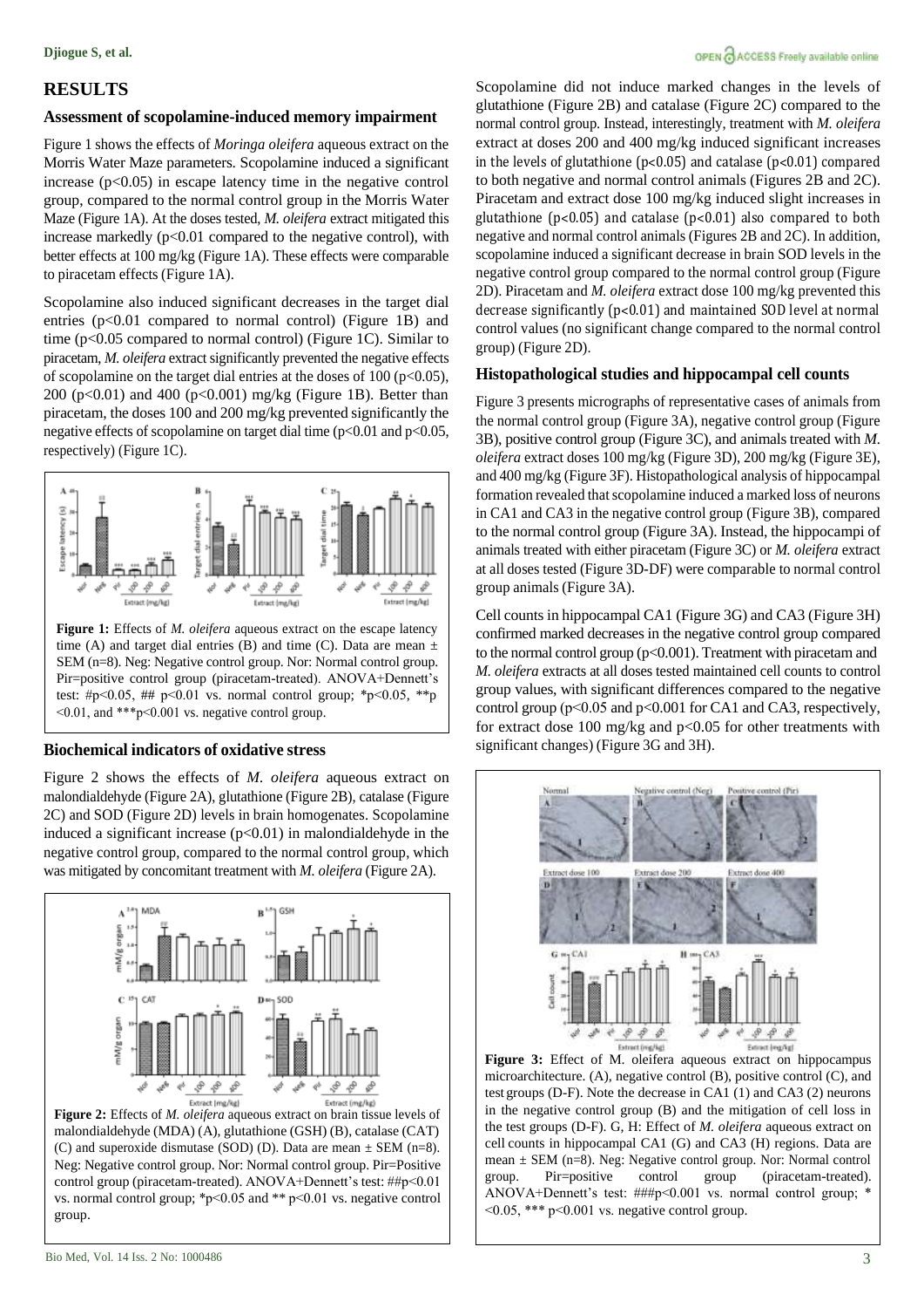## RESULTS

### Assessment of scopolamine-induced memory impairment

Figure 1 shows the effects of *Moringa oleifera* aqueous extract on the Morris Water Maze parameters. Scopolamine induced a significant increase ($p<0.05$) in escape latency time in the negative control group, compared to the normal control group in the Morris Water Maze (Figure 1A). At the doses tested, *M. oleifera* extract mitigated this increase markedly ($p<0.01$ compared to the negative control), with better effects at 100 mg/kg (Figure 1A). These effects were comparable to piracetam effects (Figure 1A).

Scopolamine also induced significant decreases in the target dial entries ($p<0.01$ compared to normal control) (Figure 1B) and time ($p<0.05$ compared to normal control) (Figure 1C). Similar to piracetam, *M. oleifera* extract significantly prevented the negative effects of scopolamine on the target dial entries at the doses of 100 ($p<0.05$), 200 ($p<0.01$) and 400 ($p<0.001$) mg/kg (Figure 1B). Better than piracetam, the doses 100 and 200 mg/kg prevented significantly the negative effects of scopolamine on target dial time ($p<0.01$ and $p<0.05$, respectively) (Figure 1C).

**Figure 1:** Effects of *M. oleifera* aqueous extract on the escape latency time (A) and target dial entries (B) and time (C). Data are mean ± SEM (n=8). Neg: Negative control group. Nor: Normal control group. Pir=positive control group (piracetam-treated). ANOVA+Dennett's test: #$p<0.05$, ## $p<0.01$ vs. normal control group; *$p<0.05$, **$p<0.01$, and ***$p<0.001$ vs. negative control group.

### Biochemical indicators of oxidative stress

Figure 2 shows the effects of *M. oleifera* aqueous extract on malondialdehyde (Figure 2A), glutathione (Figure 2B), catalase (Figure 2C) and SOD (Figure 2D) levels in brain homogenates. Scopolamine induced a significant increase ($p<0.01$) in malondialdehyde in the negative control group, compared to the normal control group, which was mitigated by concomitant treatment with *M. oleifera* (Figure 2A).

**Figure 2:** Effects of *M. oleifera* aqueous extract on brain tissue levels of malondialdehyde (MDA) (A), glutathione (GSH) (B), catalase (CAT) (C) and superoxide dismutase (SOD) (D). Data are mean ± SEM (n=8). Neg: Negative control group. Nor: Normal control group. Pir=Positive control group (piracetam-treated). ANOVA+Dennett's test: ##$p<0.01$ vs. normal control group; *$p<0.05$ and ** $p<0.01$ vs. negative control group.

Scopolamine did not induce marked changes in the levels of glutathione (Figure 2B) and catalase (Figure 2C) compared to the normal control group. Instead, interestingly, treatment with *M. oleifera* extract at doses 200 and 400 mg/kg induced significant increases in the levels of glutathione ($p<0.05$) and catalase ($p<0.01$) compared to both negative and normal control animals (Figures 2B and 2C). Piracetam and extract dose 100 mg/kg induced slight increases in glutathione ($p<0.05$) and catalase ($p<0.01$) also compared to both negative and normal control animals (Figures 2B and 2C). In addition, scopolamine induced a significant decrease in brain SOD levels in the negative control group compared to the normal control group (Figure 2D). Piracetam and *M. oleifera* extract dose 100 mg/kg prevented this decrease significantly ($p<0.01$) and maintained SOD level at normal control values (no significant change compared to the normal control group) (Figure 2D).

### Histopathological studies and hippocampal cell counts

Figure 3 presents micrographs of representative cases of animals from the normal control group (Figure 3A), negative control group (Figure 3B), positive control group (Figure 3C), and animals treated with *M. oleifera* extract doses 100 mg/kg (Figure 3D), 200 mg/kg (Figure 3E), and 400 mg/kg (Figure 3F). Histopathological analysis of hippocampal formation revealed that scopolamine induced a marked loss of neurons in CA1 and CA3 in the negative control group (Figure 3B), compared to the normal control group (Figure 3A). Instead, the hippocampi of animals treated with either piracetam (Figure 3C) or *M. oleifera* extract at all doses tested (Figure 3D-DF) were comparable to normal control group animals (Figure 3A).

Cell counts in hippocampal CA1 (Figure 3G) and CA3 (Figure 3H) confirmed marked decreases in the negative control group compared to the normal control group ($p<0.001$). Treatment with piracetam and *M. oleifera* extracts at all doses tested maintained cell counts to control group values, with significant differences compared to the negative control group ($p<0.05$ and $p<0.001$ for CA1 and CA3, respectively, for extract dose 100 mg/kg and $p<0.05$ for other treatments with significant changes) (Figure 3G and 3H).

**Figure 3:** Effect of M. oleifera aqueous extract on hippocampus microarchitecture. (A), negative control (B), positive control (C), and test groups (D-F). Note the decrease in CA1 (1) and CA3 (2) neurons in the negative control group (B) and the mitigation of cell loss in the test groups (D-F). G, H: Effect of *M. oleifera* aqueous extract on cell counts in hippocampal CA1 (G) and CA3 (H) regions. Data are mean ± SEM (n=8). Neg: Negative control group. Nor: Normal control group. Pir=positive control group (piracetam-treated). ANOVA+Dennett's test: ###$p<0.001$ vs. normal control group; * $<0.05$, *** $p<0.001$ vs. negative control group.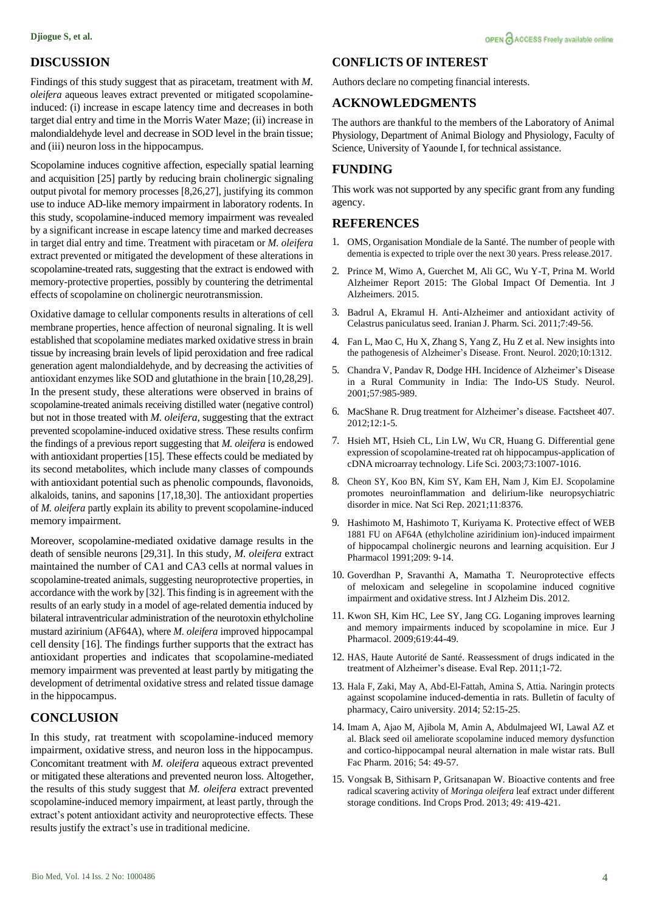## DISCUSSION

Findings of this study suggest that as piracetam, treatment with *M. oleifera* aqueous leaves extract prevented or mitigated scopolamine-induced: (i) increase in escape latency time and decreases in both target dial entry and time in the Morris Water Maze; (ii) increase in malondialdehyde level and decrease in SOD level in the brain tissue; and (iii) neuron loss in the hippocampus.

Scopolamine induces cognitive affection, especially spatial learning and acquisition [25] partly by reducing brain cholinergic signaling output pivotal for memory processes [8,26,27], justifying its common use to induce AD-like memory impairment in laboratory rodents. In this study, scopolamine-induced memory impairment was revealed by a significant increase in escape latency time and marked decreases in target dial entry and time. Treatment with piracetam or *M. oleifera* extract prevented or mitigated the development of these alterations in scopolamine-treated rats, suggesting that the extract is endowed with memory-protective properties, possibly by countering the detrimental effects of scopolamine on cholinergic neurotransmission.

Oxidative damage to cellular components results in alterations of cell membrane properties, hence affection of neuronal signaling. It is well established that scopolamine mediates marked oxidative stress in brain tissue by increasing brain levels of lipid peroxidation and free radical generation agent malondialdehyde, and by decreasing the activities of antioxidant enzymes like SOD and glutathione in the brain [10,28,29]. In the present study, these alterations were observed in brains of scopolamine-treated animals receiving distilled water (negative control) but not in those treated with *M. oleifera*, suggesting that the extract prevented scopolamine-induced oxidative stress. These results confirm the findings of a previous report suggesting that *M. oleifera* is endowed with antioxidant properties [15]. These effects could be mediated by its second metabolites, which include many classes of compounds with antioxidant potential such as phenolic compounds, flavonoids, alkaloids, tanins, and saponins [17,18,30]. The antioxidant properties of *M. oleifera* partly explain its ability to prevent scopolamine-induced memory impairment.

Moreover, scopolamine-mediated oxidative damage results in the death of sensible neurons [29,31]. In this study, *M. oleifera* extract maintained the number of CA1 and CA3 cells at normal values in scopolamine-treated animals, suggesting neuroprotective properties, in accordance with the work by [32]. This finding is in agreement with the results of an early study in a model of age-related dementia induced by bilateral intraventricular administration of the neurotoxin ethylcholine mustard azirinium (AF64A), where *M. oleifera* improved hippocampal cell density [16]. The findings further supports that the extract has antioxidant properties and indicates that scopolamine-mediated memory impairment was prevented at least partly by mitigating the development of detrimental oxidative stress and related tissue damage in the hippocampus.

## CONCLUSION

In this study, rat treatment with scopolamine-induced memory impairment, oxidative stress, and neuron loss in the hippocampus. Concomitant treatment with *M. oleifera* aqueous extract prevented or mitigated these alterations and prevented neuron loss. Altogether, the results of this study suggest that *M. oleifera* extract prevented scopolamine-induced memory impairment, at least partly, through the extract's potent antioxidant activity and neuroprotective effects. These results justify the extract's use in traditional medicine.

## CONFLICTS OF INTEREST

Authors declare no competing financial interests.

## ACKNOWLEDGMENTS

The authors are thankful to the members of the Laboratory of Animal Physiology, Department of Animal Biology and Physiology, Faculty of Science, University of Yaounde I, for technical assistance.

## FUNDING

This work was not supported by any specific grant from any funding agency.

## REFERENCES

1. OMS, Organisation Mondiale de la Santé. The number of people with dementia is expected to triple over the next 30 years. Press release.2017.
2. Prince M, Wimo A, Guerchet M, Ali GC, Wu Y-T, Prina M. World Alzheimer Report 2015: The Global Impact Of Dementia. Int J Alzheimers. 2015.
3. Badrul A, Ekramul H. Anti-Alzheimer and antioxidant activity of Celastrus paniculatus seed. Iranian J. Pharm. Sci. 2011;7:49-56.
4. Fan L, Mao C, Hu X, Zhang S, Yang Z, Hu Z et al. New insights into the pathogenesis of Alzheimer's Disease. Front. Neurol. 2020;10:1312.
5. Chandra V, Pandav R, Dodge HH. Incidence of Alzheimer's Disease in a Rural Community in India: The Indo-US Study. Neurol. 2001;57:985-989.
6. MacShane R. Drug treatment for Alzheimer's disease. Factsheet 407. 2012;12:1-5.
7. Hsieh MT, Hsieh CL, Lin LW, Wu CR, Huang G. Differential gene expression of scopolamine-treated rat oh hippocampus-application of cDNA microarray technology. Life Sci. 2003;73:1007-1016.
8. Cheon SY, Koo BN, Kim SY, Kam EH, Nam J, Kim EJ. Scopolamine promotes neuroinflammation and delirium-like neuropsychiatric disorder in mice. Nat Sci Rep. 2021;11:8376.
9. Hashimoto M, Hashimoto T, Kuriyama K. Protective effect of WEB 1881 FU on AF64A (ethylcholine aziridinium ion)-induced impairment of hippocampal cholinergic neurons and learning acquisition. Eur J Pharmacol 1991;209: 9-14.
10. Goverdhan P, Sravanthi A, Mamatha T. Neuroprotective effects of meloxicam and selegeline in scopolamine induced cognitive impairment and oxidative stress. Int J Alzheim Dis. 2012.
11. Kwon SH, Kim HC, Lee SY, Jang CG. Loganing improves learning and memory impairments induced by scopolamine in mice. Eur J Pharmacol. 2009;619:44-49.
12. HAS, Haute Autorité de Santé. Reassessment of drugs indicated in the treatment of Alzheimer's disease. Eval Rep. 2011;1-72.
13. Hala F, Zaki, May A, Abd-El-Fattah, Amina S, Attia. Naringin protects against scopolamine induced-dementia in rats. Bulletin of faculty of pharmacy, Cairo university. 2014; 52:15-25.
14. Imam A, Ajao M, Ajibola M, Amin A, Abdulmajeed WI, Lawal AZ et al. Black seed oil ameliorate scopolamine induced memory dysfunction and cortico-hippocampal neural alternation in male wistar rats. Bull Fac Pharm. 2016; 54: 49-57.
15. Vongsak B, Sithisarn P, Gritsanapan W. Bioactive contents and free radical scavering activity of *Moringa oleifera* leaf extract under different storage conditions. Ind Crops Prod. 2013; 49: 419-421.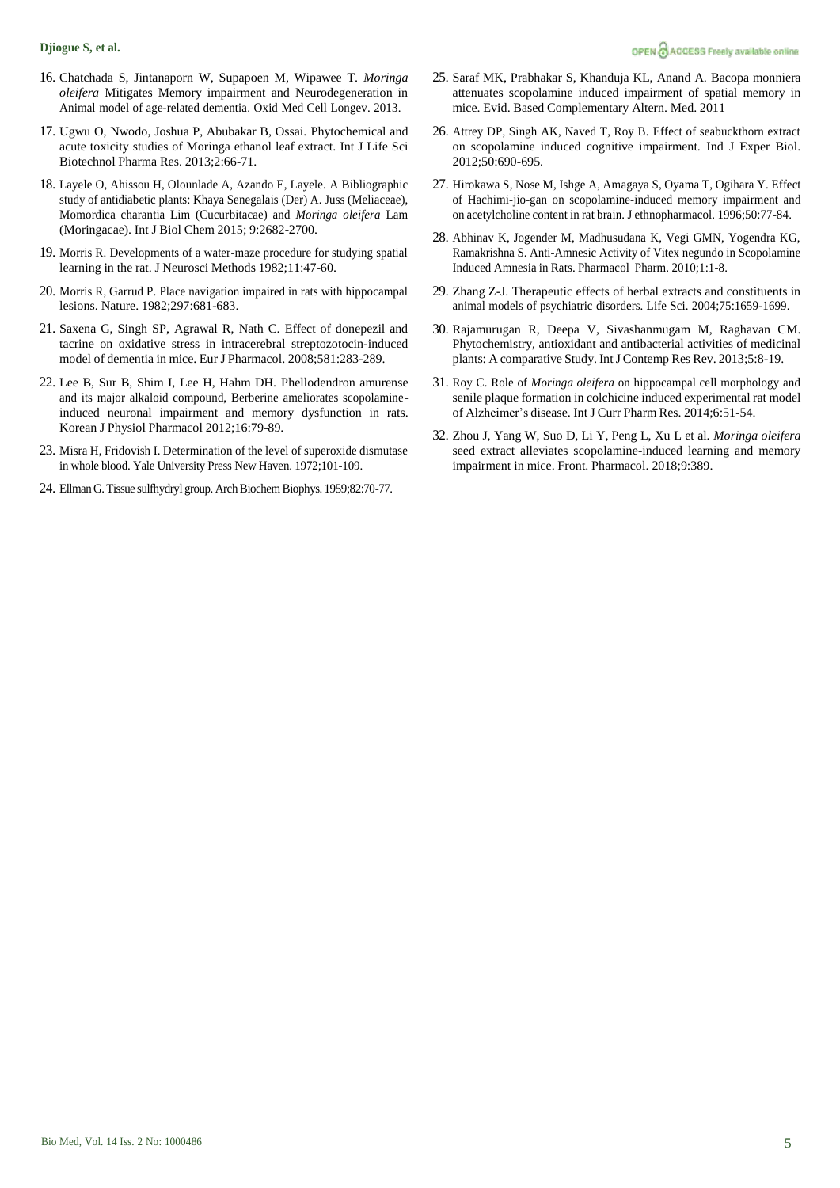16. Chatchada S, Jintanaporn W, Supapoen M, Wipawee T. *Moringa oleifera* Mitigates Memory impairment and Neurodegeneration in Animal model of age-related dementia. Oxid Med Cell Longev. 2013.

17. Ugwu O, Nwodo, Joshua P, Abubakar B, Ossai. Phytochemical and acute toxicity studies of Moringa ethanol leaf extract. Int J Life Sci Biotechnol Pharma Res. 2013;2:66-71.

18. Layele O, Ahissou H, Olounlade A, Azando E, Layele. A Bibliographic study of antidiabetic plants: Khaya Senegalais (Der) A. Juss (Meliaceae), Momordica charantia Lim (Cucurbitacae) and *Moringa oleifera* Lam (Moringacae). Int J Biol Chem 2015; 9:2682-2700.

19. Morris R. Developments of a water-maze procedure for studying spatial learning in the rat. J Neurosci Methods 1982;11:47-60.

20. Morris R, Garrud P. Place navigation impaired in rats with hippocampal lesions. Nature. 1982;297:681-683.

21. Saxena G, Singh SP, Agrawal R, Nath C. Effect of donepezil and tacrine on oxidative stress in intracerebral streptozotocin-induced model of dementia in mice. Eur J Pharmacol. 2008;581:283-289.

22. Lee B, Sur B, Shim I, Lee H, Hahm DH. Phellodendron amurense and its major alkaloid compound, Berberine ameliorates scopolamine-induced neuronal impairment and memory dysfunction in rats. Korean J Physiol Pharmacol 2012;16:79-89.

23. Misra H, Fridovish I. Determination of the level of superoxide dismutase in whole blood. Yale University Press New Haven. 1972;101-109.

24. Ellman G. Tissue sulfhydryl group. Arch Biochem Biophys. 1959;82:70-77.

25. Saraf MK, Prabhakar S, Khanduja KL, Anand A. Bacopa monniera attenuates scopolamine induced impairment of spatial memory in mice. Evid. Based Complementary Altern. Med. 2011

26. Attrey DP, Singh AK, Naved T, Roy B. Effect of seabuckthorn extract on scopolamine induced cognitive impairment. Ind J Exper Biol. 2012;50:690-695.

27. Hirokawa S, Nose M, Ishge A, Amagaya S, Oyama T, Ogihara Y. Effect of Hachimi-jio-gan on scopolamine-induced memory impairment and on acetylcholine content in rat brain. J ethnopharmacol. 1996;50:77-84.

28. Abhinav K, Jogender M, Madhusudana K, Vegi GMN, Yogendra KG, Ramakrishna S. Anti-Amnesic Activity of Vitex negundo in Scopolamine Induced Amnesia in Rats. Pharmacol Pharm. 2010;1:1-8.

29. Zhang Z-J. Therapeutic effects of herbal extracts and constituents in animal models of psychiatric disorders. Life Sci. 2004;75:1659-1699.

30. Rajamurugan R, Deepa V, Sivashanmugam M, Raghavan CM. Phytochemistry, antioxidant and antibacterial activities of medicinal plants: A comparative Study. Int J Contemp Res Rev. 2013;5:8-19.

31. Roy C. Role of *Moringa oleifera* on hippocampal cell morphology and senile plaque formation in colchicine induced experimental rat model of Alzheimer's disease. Int J Curr Pharm Res. 2014;6:51-54.

32. Zhou J, Yang W, Suo D, Li Y, Peng L, Xu L et al. *Moringa oleifera* seed extract alleviates scopolamine-induced learning and memory impairment in mice. Front. Pharmacol. 2018;9:389.